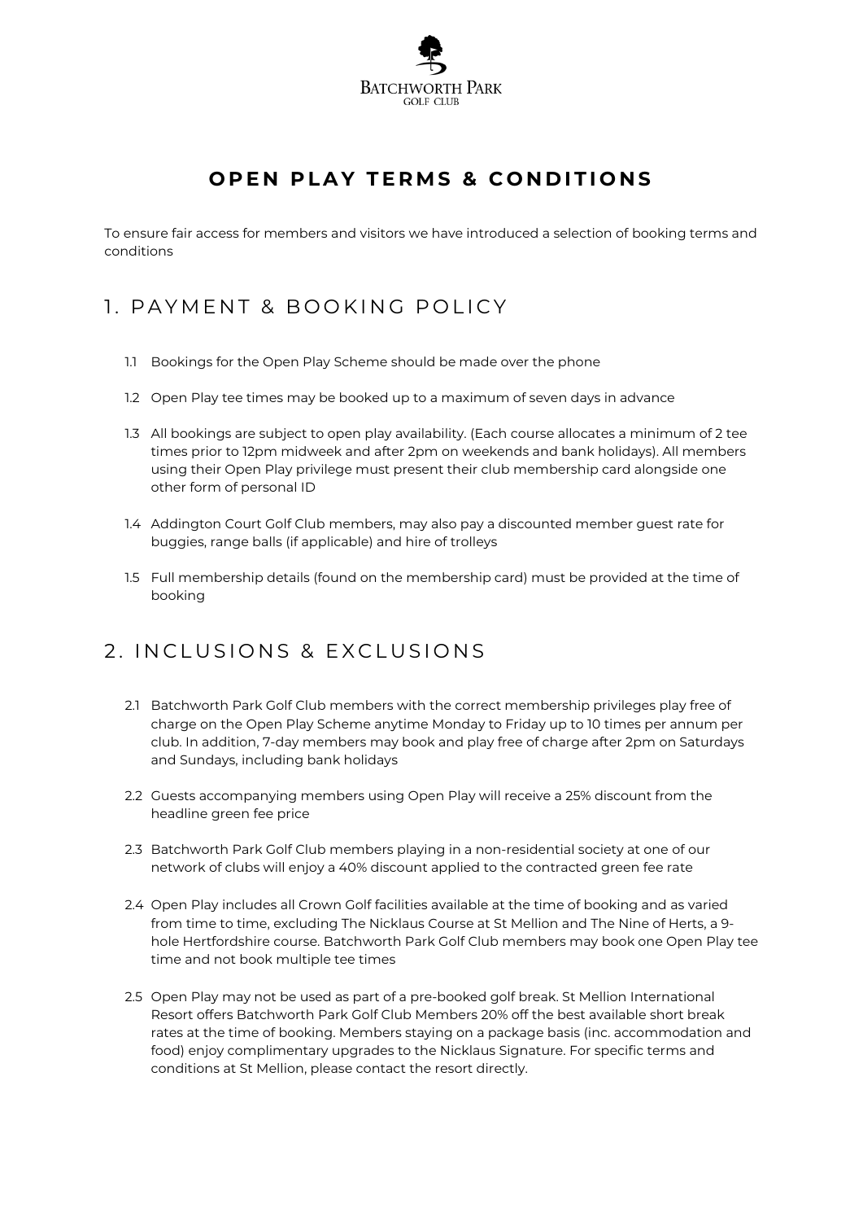BATCHWORTH PARK
GOLF CLUB

# OPEN PLAY TERMS & CONDITIONS

To ensure fair access for members and visitors we have introduced a selection of booking terms and conditions

## 1. PAYMENT & BOOKING POLICY

1.1 Bookings for the Open Play Scheme should be made over the phone

1.2 Open Play tee times may be booked up to a maximum of seven days in advance

1.3 All bookings are subject to open play availability. (Each course allocates a minimum of 2 tee times prior to 12pm midweek and after 2pm on weekends and bank holidays). All members using their Open Play privilege must present their club membership card alongside one other form of personal ID

1.4 Addington Court Golf Club members, may also pay a discounted member guest rate for buggies, range balls (if applicable) and hire of trolleys

1.5 Full membership details (found on the membership card) must be provided at the time of booking

## 2. INCLUSIONS & EXCLUSIONS

2.1 Batchworth Park Golf Club members with the correct membership privileges play free of charge on the Open Play Scheme anytime Monday to Friday up to 10 times per annum per club. In addition, 7-day members may book and play free of charge after 2pm on Saturdays and Sundays, including bank holidays

2.2 Guests accompanying members using Open Play will receive a 25% discount from the headline green fee price

2.3 Batchworth Park Golf Club members playing in a non-residential society at one of our network of clubs will enjoy a 40% discount applied to the contracted green fee rate

2.4 Open Play includes all Crown Golf facilities available at the time of booking and as varied from time to time, excluding The Nicklaus Course at St Mellion and The Nine of Herts, a 9-hole Hertfordshire course. Batchworth Park Golf Club members may book one Open Play tee time and not book multiple tee times

2.5 Open Play may not be used as part of a pre-booked golf break. St Mellion International Resort offers Batchworth Park Golf Club Members 20% off the best available short break rates at the time of booking. Members staying on a package basis (inc. accommodation and food) enjoy complimentary upgrades to the Nicklaus Signature. For specific terms and conditions at St Mellion, please contact the resort directly.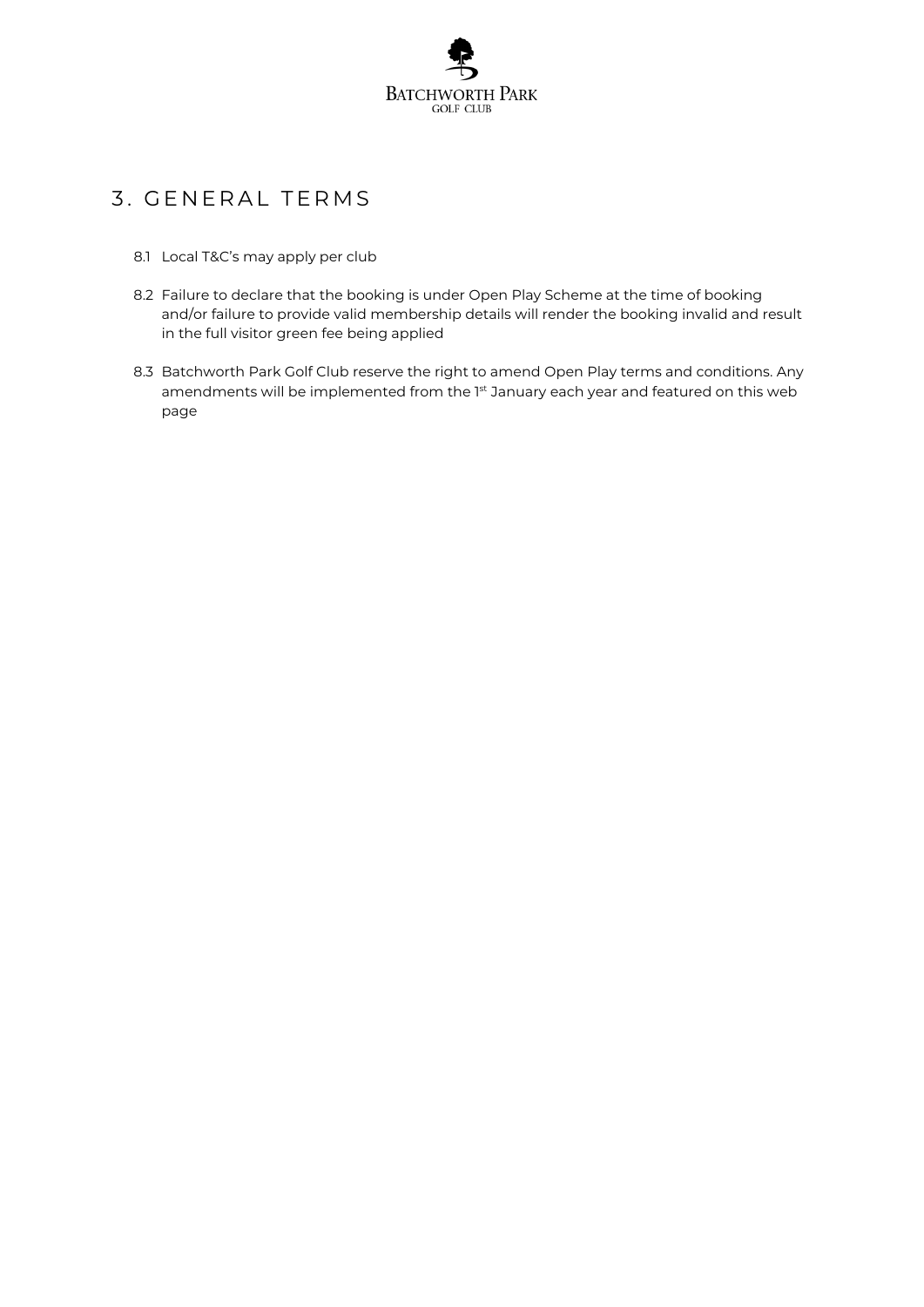# 3. GENERAL TERMS

8.1 Local T&C's may apply per club

8.2 Failure to declare that the booking is under Open Play Scheme at the time of booking and/or failure to provide valid membership details will render the booking invalid and result in the full visitor green fee being applied

8.3 Batchworth Park Golf Club reserve the right to amend Open Play terms and conditions. Any amendments will be implemented from the 1st January each year and featured on this web page